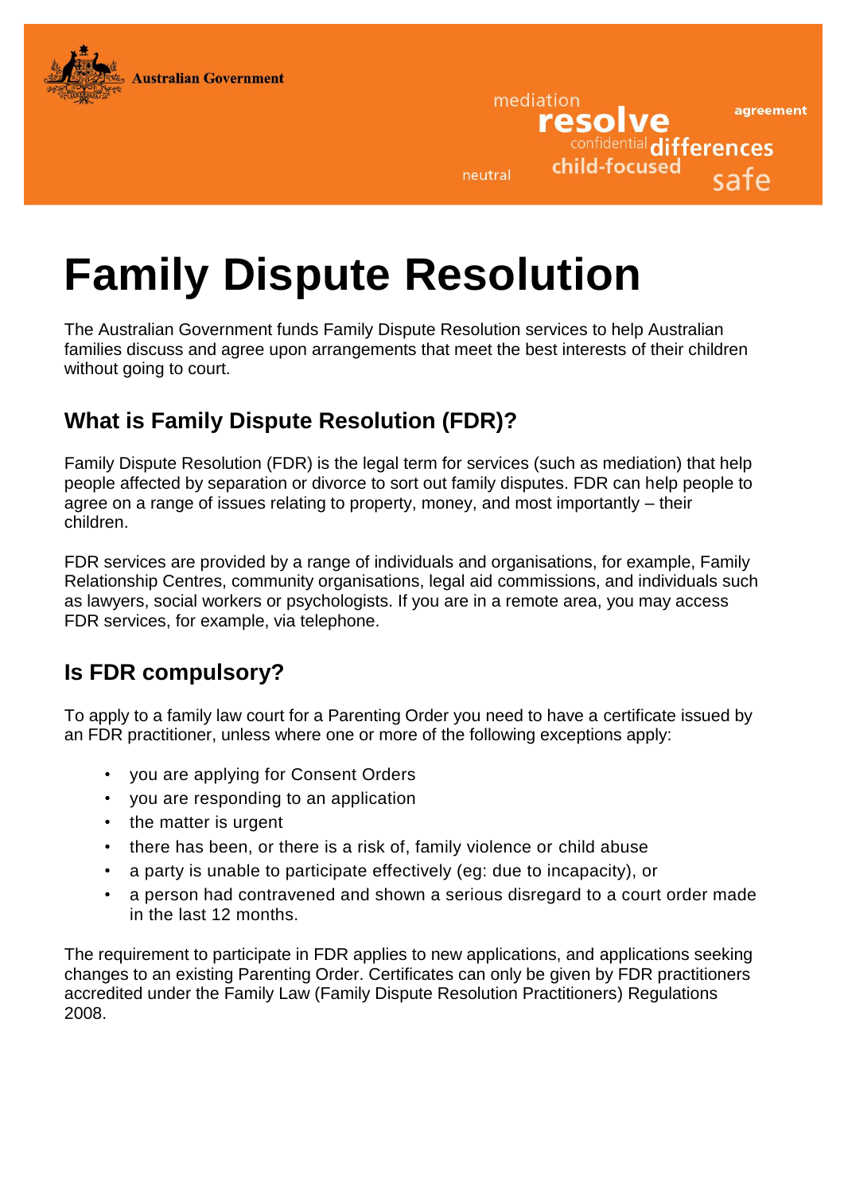Australian Government

mediation resolve agreement confidential differences neutral child-focused safe

# Family Dispute Resolution

The Australian Government funds Family Dispute Resolution services to help Australian families discuss and agree upon arrangements that meet the best interests of their children without going to court.

## What is Family Dispute Resolution (FDR)?

Family Dispute Resolution (FDR) is the legal term for services (such as mediation) that help people affected by separation or divorce to sort out family disputes. FDR can help people to agree on a range of issues relating to property, money, and most importantly – their children.

FDR services are provided by a range of individuals and organisations, for example, Family Relationship Centres, community organisations, legal aid commissions, and individuals such as lawyers, social workers or psychologists. If you are in a remote area, you may access FDR services, for example, via telephone.

## Is FDR compulsory?

To apply to a family law court for a Parenting Order you need to have a certificate issued by an FDR practitioner, unless where one or more of the following exceptions apply:

- you are applying for Consent Orders
- you are responding to an application
- the matter is urgent
- there has been, or there is a risk of, family violence or child abuse
- a party is unable to participate effectively (eg: due to incapacity), or
- a person had contravened and shown a serious disregard to a court order made in the last 12 months.

The requirement to participate in FDR applies to new applications, and applications seeking changes to an existing Parenting Order. Certificates can only be given by FDR practitioners accredited under the Family Law (Family Dispute Resolution Practitioners) Regulations 2008.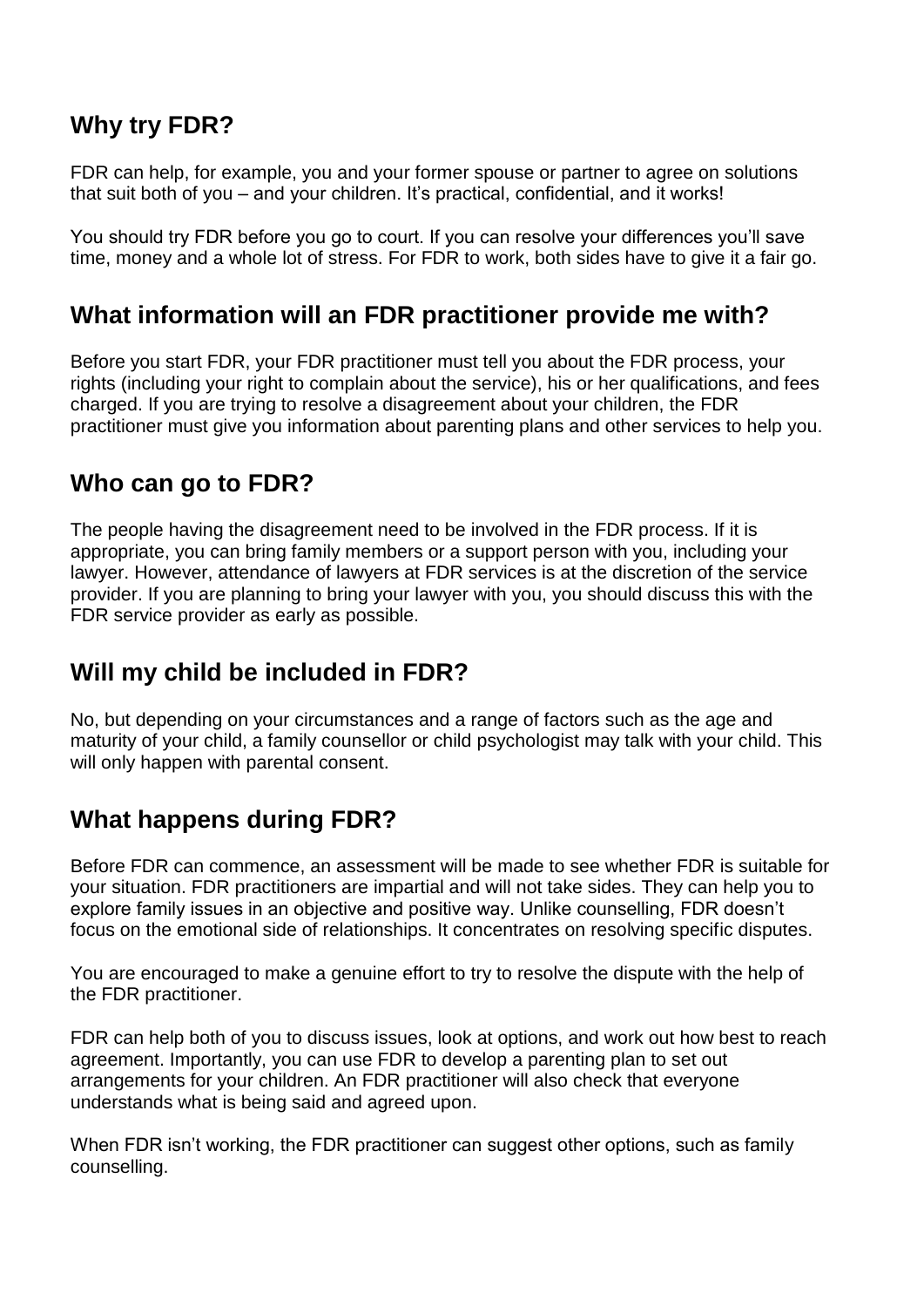## Why try FDR?

FDR can help, for example, you and your former spouse or partner to agree on solutions that suit both of you – and your children. It's practical, confidential, and it works!

You should try FDR before you go to court. If you can resolve your differences you'll save time, money and a whole lot of stress. For FDR to work, both sides have to give it a fair go.

## What information will an FDR practitioner provide me with?

Before you start FDR, your FDR practitioner must tell you about the FDR process, your rights (including your right to complain about the service), his or her qualifications, and fees charged. If you are trying to resolve a disagreement about your children, the FDR practitioner must give you information about parenting plans and other services to help you.

## Who can go to FDR?

The people having the disagreement need to be involved in the FDR process. If it is appropriate, you can bring family members or a support person with you, including your lawyer. However, attendance of lawyers at FDR services is at the discretion of the service provider. If you are planning to bring your lawyer with you, you should discuss this with the FDR service provider as early as possible.

## Will my child be included in FDR?

No, but depending on your circumstances and a range of factors such as the age and maturity of your child, a family counsellor or child psychologist may talk with your child. This will only happen with parental consent.

## What happens during FDR?

Before FDR can commence, an assessment will be made to see whether FDR is suitable for your situation. FDR practitioners are impartial and will not take sides. They can help you to explore family issues in an objective and positive way. Unlike counselling, FDR doesn't focus on the emotional side of relationships. It concentrates on resolving specific disputes.

You are encouraged to make a genuine effort to try to resolve the dispute with the help of the FDR practitioner.

FDR can help both of you to discuss issues, look at options, and work out how best to reach agreement. Importantly, you can use FDR to develop a parenting plan to set out arrangements for your children. An FDR practitioner will also check that everyone understands what is being said and agreed upon.

When FDR isn't working, the FDR practitioner can suggest other options, such as family counselling.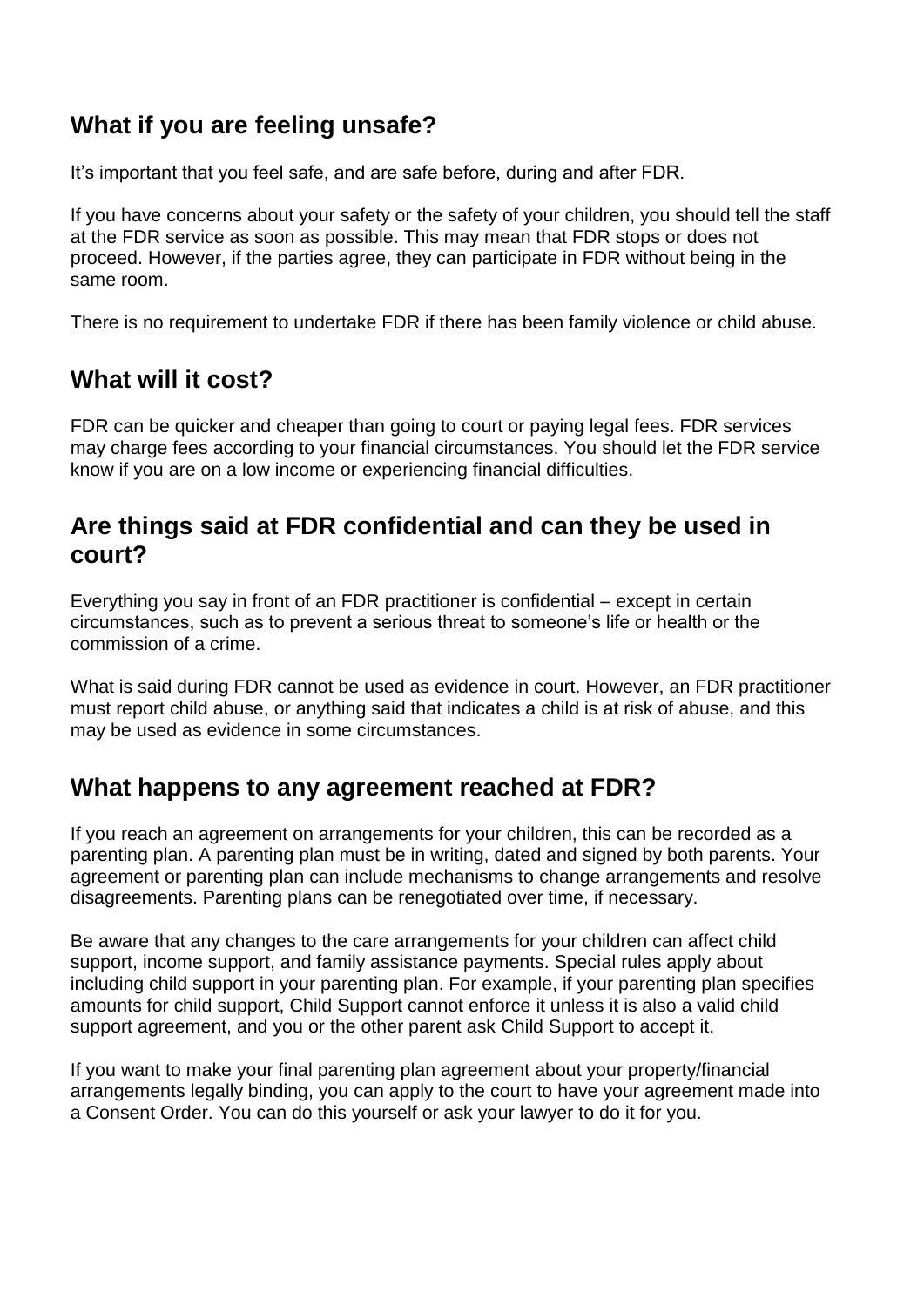## What if you are feeling unsafe?

It's important that you feel safe, and are safe before, during and after FDR.

If you have concerns about your safety or the safety of your children, you should tell the staff at the FDR service as soon as possible. This may mean that FDR stops or does not proceed. However, if the parties agree, they can participate in FDR without being in the same room.

There is no requirement to undertake FDR if there has been family violence or child abuse.

## What will it cost?

FDR can be quicker and cheaper than going to court or paying legal fees. FDR services may charge fees according to your financial circumstances. You should let the FDR service know if you are on a low income or experiencing financial difficulties.

## Are things said at FDR confidential and can they be used in court?

Everything you say in front of an FDR practitioner is confidential – except in certain circumstances, such as to prevent a serious threat to someone's life or health or the commission of a crime.

What is said during FDR cannot be used as evidence in court. However, an FDR practitioner must report child abuse, or anything said that indicates a child is at risk of abuse, and this may be used as evidence in some circumstances.

## What happens to any agreement reached at FDR?

If you reach an agreement on arrangements for your children, this can be recorded as a parenting plan. A parenting plan must be in writing, dated and signed by both parents. Your agreement or parenting plan can include mechanisms to change arrangements and resolve disagreements. Parenting plans can be renegotiated over time, if necessary.

Be aware that any changes to the care arrangements for your children can affect child support, income support, and family assistance payments. Special rules apply about including child support in your parenting plan. For example, if your parenting plan specifies amounts for child support, Child Support cannot enforce it unless it is also a valid child support agreement, and you or the other parent ask Child Support to accept it.

If you want to make your final parenting plan agreement about your property/financial arrangements legally binding, you can apply to the court to have your agreement made into a Consent Order. You can do this yourself or ask your lawyer to do it for you.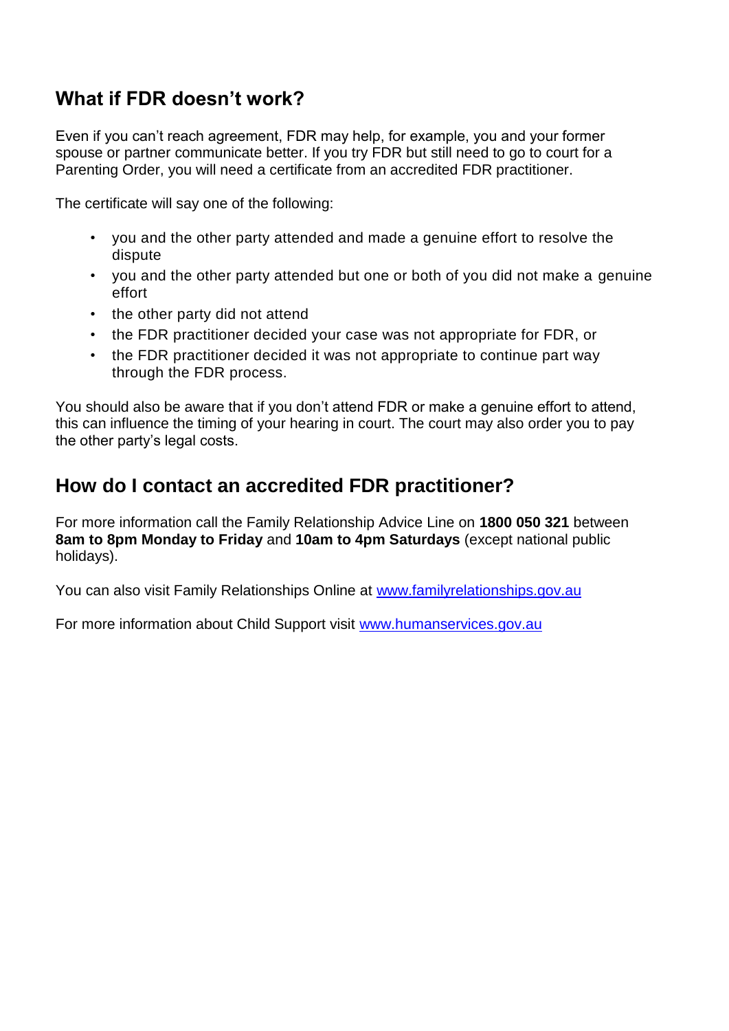## What if FDR doesn't work?

Even if you can't reach agreement, FDR may help, for example, you and your former spouse or partner communicate better. If you try FDR but still need to go to court for a Parenting Order, you will need a certificate from an accredited FDR practitioner.

The certificate will say one of the following:

- you and the other party attended and made a genuine effort to resolve the dispute
- you and the other party attended but one or both of you did not make a genuine effort
- the other party did not attend
- the FDR practitioner decided your case was not appropriate for FDR, or
- the FDR practitioner decided it was not appropriate to continue part way through the FDR process.

You should also be aware that if you don't attend FDR or make a genuine effort to attend, this can influence the timing of your hearing in court. The court may also order you to pay the other party's legal costs.

## How do I contact an accredited FDR practitioner?

For more information call the Family Relationship Advice Line on **1800 050 321** between **8am to 8pm Monday to Friday** and **10am to 4pm Saturdays** (except national public holidays).

You can also visit Family Relationships Online at [www.familyrelationships.gov.au](http://www.familyrelationships.gov.au)

For more information about Child Support visit [www.humanservices.gov.au](http://www.humanservices.gov.au)